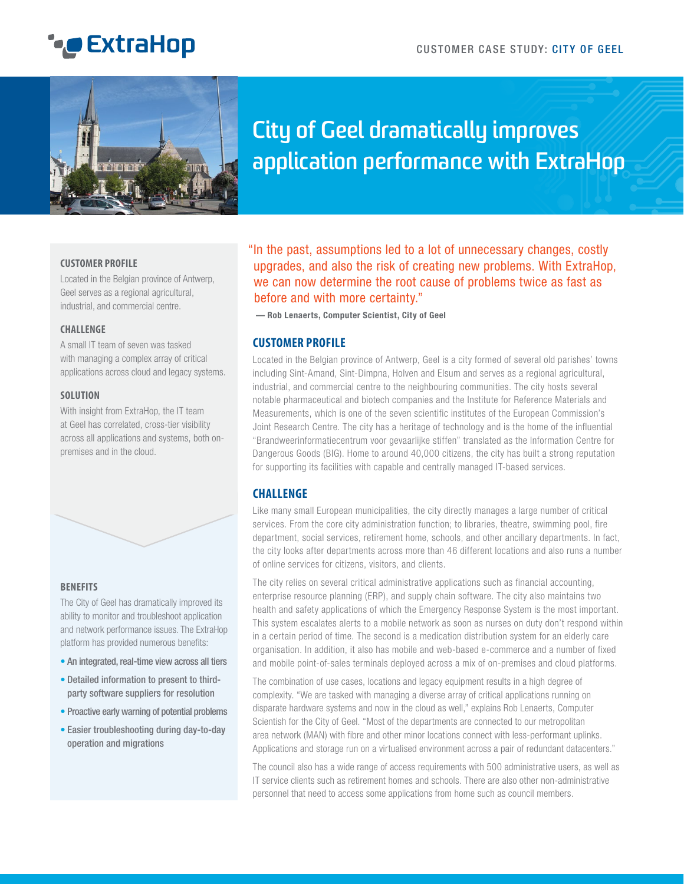CUSTOMER CASE STUDY: CITY OF GEEL

# City of Geel dramatically improves application performance with ExtraHop

#### CUSTOMER PROFILE

Located in the Belgian province of Antwerp, Geel serves as a regional agricultural, industrial, and commercial centre.

#### CHALLENGE

A small IT team of seven was tasked with managing a complex array of critical applications across cloud and legacy systems.

#### SOLUTION

With insight from ExtraHop, the IT team at Geel has correlated, cross-tier visibility across all applications and systems, both on-premises and in the cloud.

#### BENEFITS

The City of Geel has dramatically improved its ability to monitor and troubleshoot application and network performance issues. The ExtraHop platform has provided numerous benefits:

- An integrated, real-time view across all tiers
- Detailed information to present to third-party software suppliers for resolution
- Proactive early warning of potential problems
- Easier troubleshooting during day-to-day operation and migrations

"In the past, assumptions led to a lot of unnecessary changes, costly upgrades, and also the risk of creating new problems. With ExtraHop, we can now determine the root cause of problems twice as fast as before and with more certainty."

**— Rob Lenaerts, Computer Scientist, City of Geel**

## CUSTOMER PROFILE

Located in the Belgian province of Antwerp, Geel is a city formed of several old parishes' towns including Sint-Amand, Sint-Dimpna, Holven and Elsum and serves as a regional agricultural, industrial, and commercial centre to the neighbouring communities. The city hosts several notable pharmaceutical and biotech companies and the Institute for Reference Materials and Measurements, which is one of the seven scientific institutes of the European Commission's Joint Research Centre. The city has a heritage of technology and is the home of the influential "Brandweerinformatiecentrum voor gevaarlijke stiffen" translated as the Information Centre for Dangerous Goods (BIG). Home to around 40,000 citizens, the city has built a strong reputation for supporting its facilities with capable and centrally managed IT-based services.

## CHALLENGE

Like many small European municipalities, the city directly manages a large number of critical services. From the core city administration function; to libraries, theatre, swimming pool, fire department, social services, retirement home, schools, and other ancillary departments. In fact, the city looks after departments across more than 46 different locations and also runs a number of online services for citizens, visitors, and clients.

The city relies on several critical administrative applications such as financial accounting, enterprise resource planning (ERP), and supply chain software. The city also maintains two health and safety applications of which the Emergency Response System is the most important. This system escalates alerts to a mobile network as soon as nurses on duty don't respond within in a certain period of time. The second is a medication distribution system for an elderly care organisation. In addition, it also has mobile and web-based e-commerce and a number of fixed and mobile point-of-sales terminals deployed across a mix of on-premises and cloud platforms.

The combination of use cases, locations and legacy equipment results in a high degree of complexity. "We are tasked with managing a diverse array of critical applications running on disparate hardware systems and now in the cloud as well," explains Rob Lenaerts, Computer Scientish for the City of Geel. "Most of the departments are connected to our metropolitan area network (MAN) with fibre and other minor locations connect with less-performant uplinks. Applications and storage run on a virtualised environment across a pair of redundant datacenters."

The council also has a wide range of access requirements with 500 administrative users, as well as IT service clients such as retirement homes and schools. There are also other non-administrative personnel that need to access some applications from home such as council members.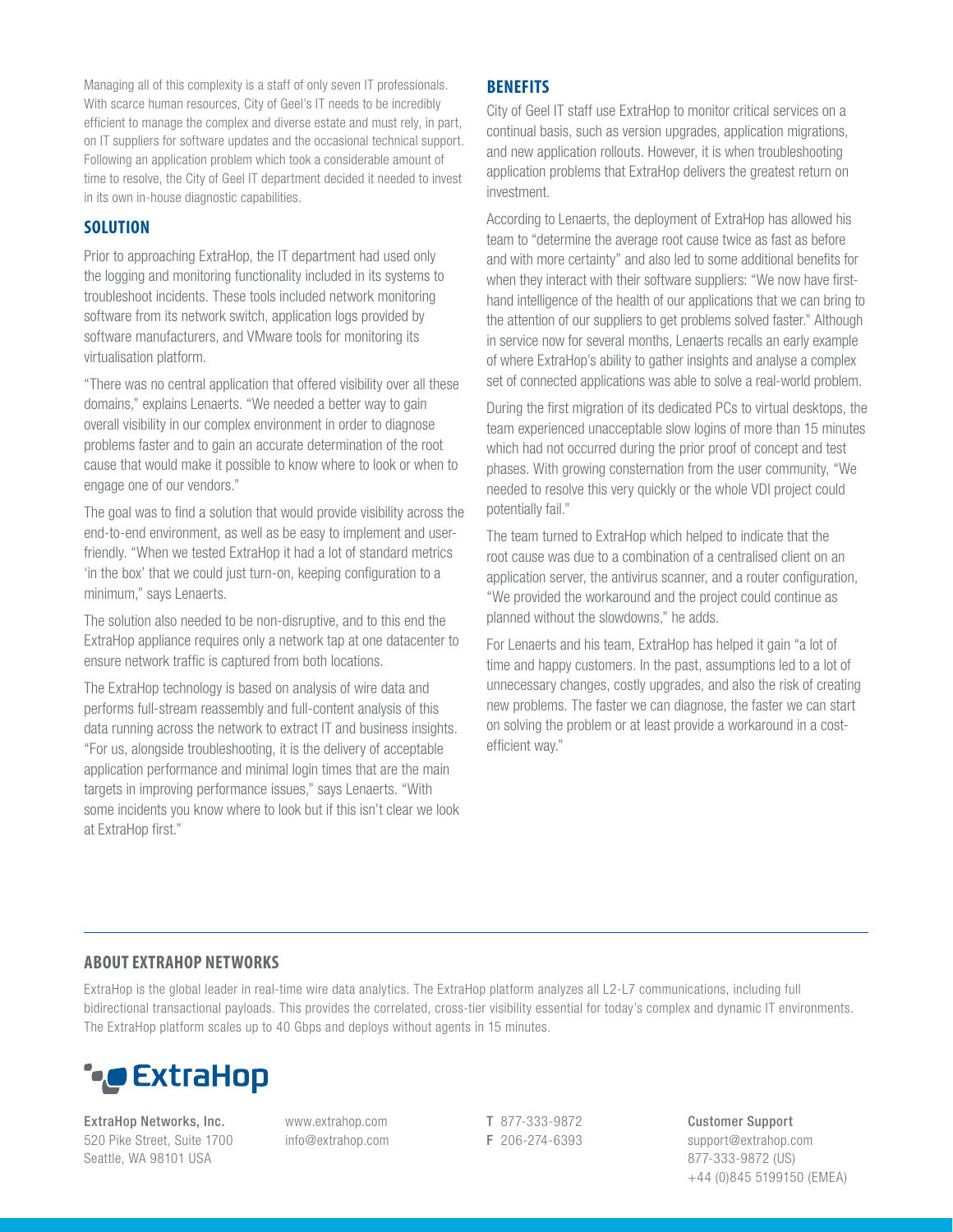Managing all of this complexity is a staff of only seven IT professionals. With scarce human resources, City of Geel's IT needs to be incredibly efficient to manage the complex and diverse estate and must rely, in part, on IT suppliers for software updates and the occasional technical support. Following an application problem which took a considerable amount of time to resolve, the City of Geel IT department decided it needed to invest in its own in-house diagnostic capabilities.

## SOLUTION

Prior to approaching ExtraHop, the IT department had used only the logging and monitoring functionality included in its systems to troubleshoot incidents. These tools included network monitoring software from its network switch, application logs provided by software manufacturers, and VMware tools for monitoring its virtualisation platform.

"There was no central application that offered visibility over all these domains," explains Lenaerts. "We needed a better way to gain overall visibility in our complex environment in order to diagnose problems faster and to gain an accurate determination of the root cause that would make it possible to know where to look or when to engage one of our vendors."

The goal was to find a solution that would provide visibility across the end-to-end environment, as well as be easy to implement and user-friendly. "When we tested ExtraHop it had a lot of standard metrics 'in the box' that we could just turn-on, keeping configuration to a minimum," says Lenaerts.

The solution also needed to be non-disruptive, and to this end the ExtraHop appliance requires only a network tap at one datacenter to ensure network traffic is captured from both locations.

The ExtraHop technology is based on analysis of wire data and performs full-stream reassembly and full-content analysis of this data running across the network to extract IT and business insights. "For us, alongside troubleshooting, it is the delivery of acceptable application performance and minimal login times that are the main targets in improving performance issues," says Lenaerts. "With some incidents you know where to look but if this isn't clear we look at ExtraHop first."

## BENEFITS

City of Geel IT staff use ExtraHop to monitor critical services on a continual basis, such as version upgrades, application migrations, and new application rollouts. However, it is when troubleshooting application problems that ExtraHop delivers the greatest return on investment.

According to Lenaerts, the deployment of ExtraHop has allowed his team to "determine the average root cause twice as fast as before and with more certainty" and also led to some additional benefits for when they interact with their software suppliers: "We now have first-hand intelligence of the health of our applications that we can bring to the attention of our suppliers to get problems solved faster." Although in service now for several months, Lenaerts recalls an early example of where ExtraHop's ability to gather insights and analyse a complex set of connected applications was able to solve a real-world problem.

During the first migration of its dedicated PCs to virtual desktops, the team experienced unacceptable slow logins of more than 15 minutes which had not occurred during the prior proof of concept and test phases. With growing consternation from the user community, "We needed to resolve this very quickly or the whole VDI project could potentially fail."

The team turned to ExtraHop which helped to indicate that the root cause was due to a combination of a centralised client on an application server, the antivirus scanner, and a router configuration, "We provided the workaround and the project could continue as planned without the slowdowns," he adds.

For Lenaerts and his team, ExtraHop has helped it gain "a lot of time and happy customers. In the past, assumptions led to a lot of unnecessary changes, costly upgrades, and also the risk of creating new problems. The faster we can diagnose, the faster we can start on solving the problem or at least provide a workaround in a cost-efficient way."

## ABOUT EXTRAHOP NETWORKS

ExtraHop is the global leader in real-time wire data analytics. The ExtraHop platform analyzes all L2-L7 communications, including full bidirectional transactional payloads. This provides the correlated, cross-tier visibility essential for today's complex and dynamic IT environments. The ExtraHop platform scales up to 40 Gbps and deploys without agents in 15 minutes.

ExtraHop

**ExtraHop Networks, Inc.**
520 Pike Street, Suite 1700
Seattle, WA 98101 USA

www.extrahop.com
info@extrahop.com

**T** 877-333-9872
**F** 206-274-6393

**Customer Support**
support@extrahop.com
877-333-9872 (US)
+44 (0)845 5199150 (EMEA)